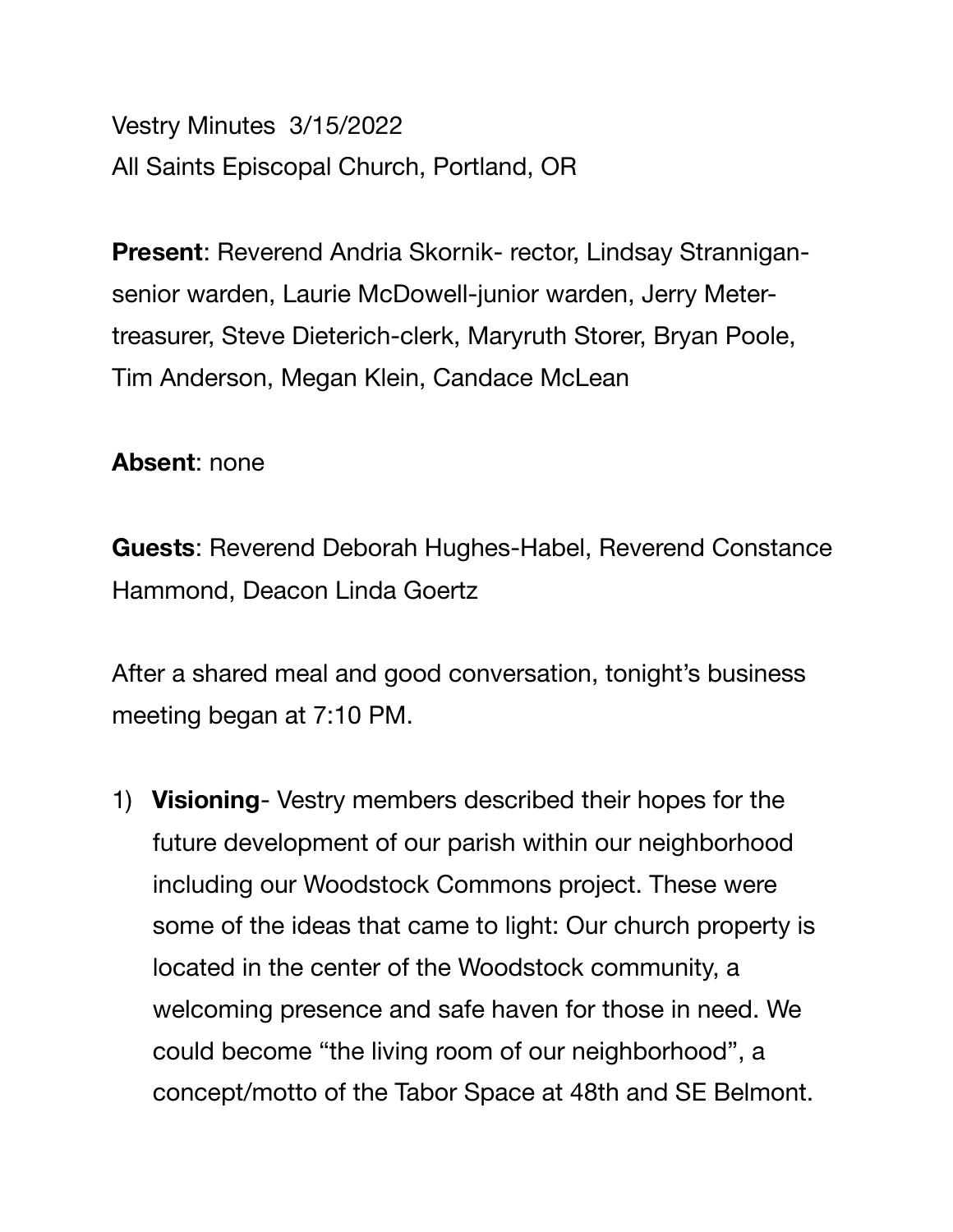Vestry Minutes 3/15/2022
All Saints Episcopal Church, Portland, OR

**Present**: Reverend Andria Skornik- rector, Lindsay Strannigan-senior warden, Laurie McDowell-junior warden, Jerry Meter-treasurer, Steve Dieterich-clerk, Maryruth Storer, Bryan Poole, Tim Anderson, Megan Klein, Candace McLean

**Absent**: none

**Guests**: Reverend Deborah Hughes-Habel, Reverend Constance Hammond, Deacon Linda Goertz

After a shared meal and good conversation, tonight's business meeting began at 7:10 PM.

1) **Visioning**- Vestry members described their hopes for the future development of our parish within our neighborhood including our Woodstock Commons project. These were some of the ideas that came to light: Our church property is located in the center of the Woodstock community, a welcoming presence and safe haven for those in need. We could become "the living room of our neighborhood", a concept/motto of the Tabor Space at 48th and SE Belmont.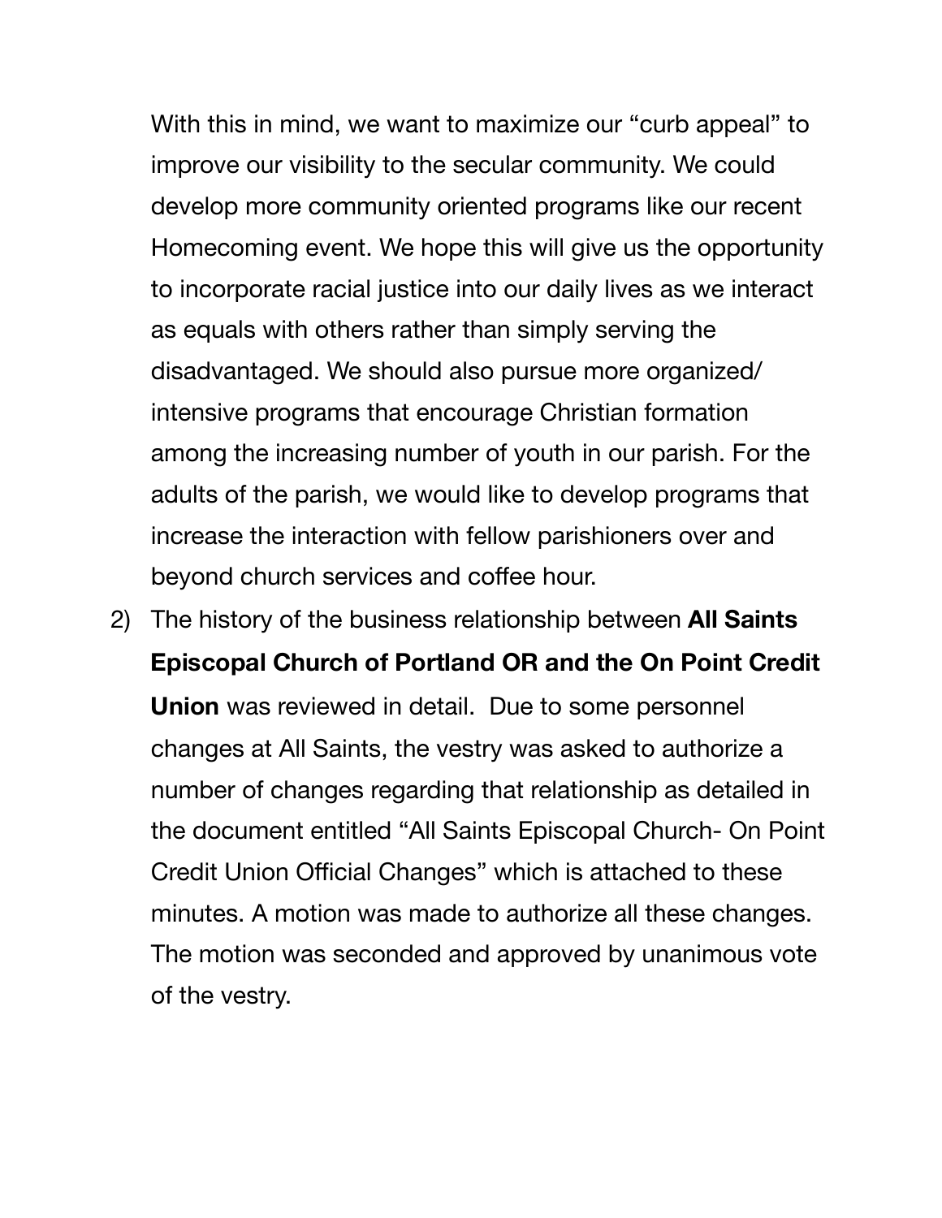With this in mind, we want to maximize our “curb appeal” to improve our visibility to the secular community. We could develop more community oriented programs like our recent Homecoming event. We hope this will give us the opportunity to incorporate racial justice into our daily lives as we interact as equals with others rather than simply serving the disadvantaged. We should also pursue more organized/ intensive programs that encourage Christian formation among the increasing number of youth in our parish. For the adults of the parish, we would like to develop programs that increase the interaction with fellow parishioners over and beyond church services and coffee hour.

2) The history of the business relationship between **All Saints Episcopal Church of Portland OR and the On Point Credit Union** was reviewed in detail. Due to some personnel changes at All Saints, the vestry was asked to authorize a number of changes regarding that relationship as detailed in the document entitled “All Saints Episcopal Church- On Point Credit Union Official Changes” which is attached to these minutes. A motion was made to authorize all these changes. The motion was seconded and approved by unanimous vote of the vestry.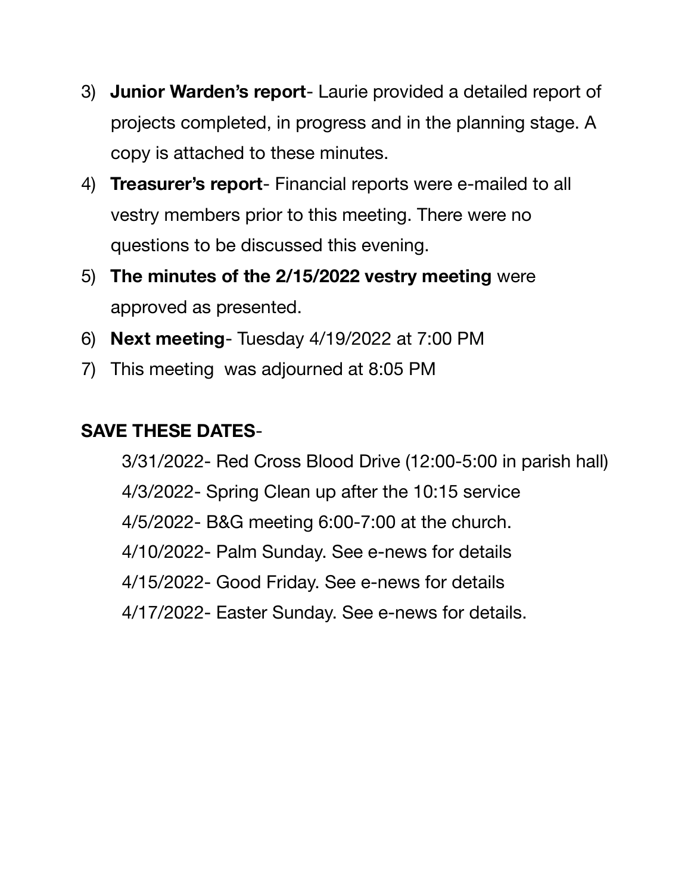3) **Junior Warden's report**- Laurie provided a detailed report of projects completed, in progress and in the planning stage. A copy is attached to these minutes.
4) **Treasurer's report**- Financial reports were e-mailed to all vestry members prior to this meeting. There were no questions to be discussed this evening.
5) **The minutes of the 2/15/2022 vestry meeting** were approved as presented.
6) **Next meeting**- Tuesday 4/19/2022 at 7:00 PM
7) This meeting was adjourned at 8:05 PM

**SAVE THESE DATES**-

3/31/2022- Red Cross Blood Drive (12:00-5:00 in parish hall)

4/3/2022- Spring Clean up after the 10:15 service

4/5/2022- B&G meeting 6:00-7:00 at the church.

4/10/2022- Palm Sunday. See e-news for details

4/15/2022- Good Friday. See e-news for details

4/17/2022- Easter Sunday. See e-news for details.